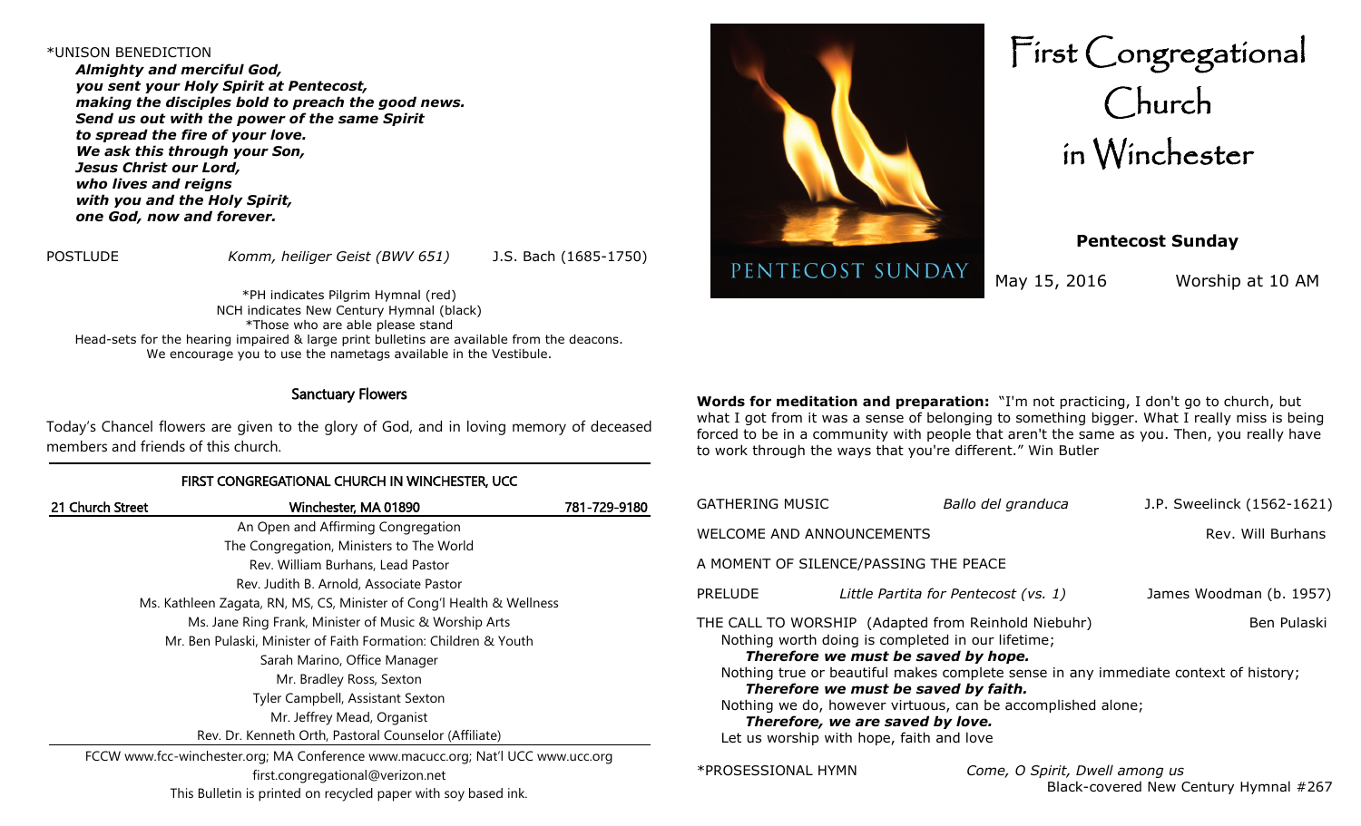\*UNISON BENEDICTION

***Almighty and merciful God,***
***you sent your Holy Spirit at Pentecost,***
***making the disciples bold to preach the good news.***
***Send us out with the power of the same Spirit***
***to spread the fire of your love.***
***We ask this through your Son,***
***Jesus Christ our Lord,***
***who lives and reigns***
***with you and the Holy Spirit,***
***one God, now and forever.***

POSTLUDE *Komm, heiliger Geist (BWV 651)* J.S. Bach (1685-1750)

\*PH indicates Pilgrim Hymnal (red)
NCH indicates New Century Hymnal (black)
\*Those who are able please stand
Head-sets for the hearing impaired & large print bulletins are available from the deacons.
We encourage you to use the nametags available in the Vestibule.

## Sanctuary Flowers

Today's Chancel flowers are given to the glory of God, and in loving memory of deceased members and friends of this church.

## FIRST CONGREGATIONAL CHURCH IN WINCHESTER, UCC

21 Church Street | Winchester, MA 01890 | 781-729-9180

An Open and Affirming Congregation
The Congregation, Ministers to The World
Rev. William Burhans, Lead Pastor
Rev. Judith B. Arnold, Associate Pastor
Ms. Kathleen Zagata, RN, MS, CS, Minister of Cong'l Health & Wellness
Ms. Jane Ring Frank, Minister of Music & Worship Arts
Mr. Ben Pulaski, Minister of Faith Formation: Children & Youth
Sarah Marino, Office Manager
Mr. Bradley Ross, Sexton
Tyler Campbell, Assistant Sexton
Mr. Jeffrey Mead, Organist
Rev. Dr. Kenneth Orth, Pastoral Counselor (Affiliate)

FCCW www.fcc-winchester.org; MA Conference www.macucc.org; Nat'l UCC www.ucc.org
first.congregational@verizon.net
This Bulletin is printed on recycled paper with soy based ink.

PENTECOST SUNDAY

# First Congregational Church in Winchester

**Pentecost Sunday**

May 15, 2016 Worship at 10 AM

**Words for meditation and preparation:** "I'm not practicing, I don't go to church, but what I got from it was a sense of belonging to something bigger. What I really miss is being forced to be in a community with people that aren't the same as you. Then, you really have to work through the ways that you're different." Win Butler

GATHERING MUSIC *Ballo del granduca* J.P. Sweelinck (1562-1621)

WELCOME AND ANNOUNCEMENTS Rev. Will Burhans

A MOMENT OF SILENCE/PASSING THE PEACE

PRELUDE *Little Partita for Pentecost (vs. 1)* James Woodman (b. 1957)

THE CALL TO WORSHIP (Adapted from Reinhold Niebuhr) Ben Pulaski

Nothing worth doing is completed in our lifetime;
***Therefore we must be saved by hope.***
Nothing true or beautiful makes complete sense in any immediate context of history;
***Therefore we must be saved by faith.***
Nothing we do, however virtuous, can be accomplished alone;
***Therefore, we are saved by love.***
Let us worship with hope, faith and love

\*PROSESSIONAL HYMN *Come, O Spirit, Dwell among us*
Black-covered New Century Hymnal #267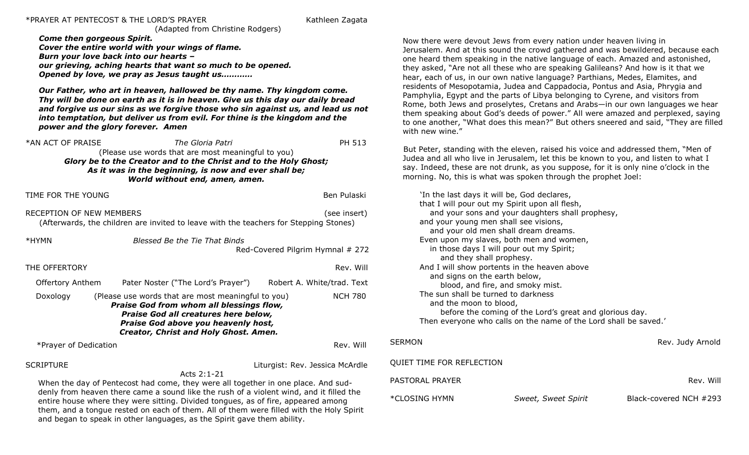*PRAYER AT PENTECOST & THE LORD'S PRAYER — Kathleen Zagata
(Adapted from Christine Rodgers)

***Come then gorgeous Spirit.***
***Cover the entire world with your wings of flame.***
***Burn your love back into our hearts –***
***our grieving, aching hearts that want so much to be opened.***
***Opened by love, we pray as Jesus taught us…………***

***Our Father, who art in heaven, hallowed be thy name. Thy kingdom come. Thy will be done on earth as it is in heaven. Give us this day our daily bread and forgive us our sins as we forgive those who sin against us, and lead us not into temptation, but deliver us from evil. For thine is the kingdom and the power and the glory forever. Amen***

*AN ACT OF PRAISE — *The Gloria Patri* — PH 513
(Please use words that are most meaningful to you)

***Glory be to the Creator and to the Christ and to the Holy Ghost;***
***As it was in the beginning, is now and ever shall be;***
***World without end, amen, amen.***

TIME FOR THE YOUNG — Ben Pulaski

RECEPTION OF NEW MEMBERS — (see insert)
(Afterwards, the children are invited to leave with the teachers for Stepping Stones)

*HYMN — *Blessed Be the Tie That Binds* — Red-Covered Pilgrim Hymnal # 272

THE OFFERTORY — Rev. Will

Offertory Anthem — Pater Noster ("The Lord's Prayer") — Robert A. White/trad. Text

Doxology — (Please use words that are most meaningful to you) — NCH 780

***Praise God from whom all blessings flow,***
***Praise God all creatures here below,***
***Praise God above you heavenly host,***
***Creator, Christ and Holy Ghost. Amen.***

*Prayer of Dedication — Rev. Will

SCRIPTURE — Liturgist: Rev. Jessica McArdle

Acts 2:1-21

When the day of Pentecost had come, they were all together in one place. And suddenly from heaven there came a sound like the rush of a violent wind, and it filled the entire house where they were sitting. Divided tongues, as of fire, appeared among them, and a tongue rested on each of them. All of them were filled with the Holy Spirit and began to speak in other languages, as the Spirit gave them ability.

Now there were devout Jews from every nation under heaven living in Jerusalem. And at this sound the crowd gathered and was bewildered, because each one heard them speaking in the native language of each. Amazed and astonished, they asked, "Are not all these who are speaking Galileans? And how is it that we hear, each of us, in our own native language? Parthians, Medes, Elamites, and residents of Mesopotamia, Judea and Cappadocia, Pontus and Asia, Phrygia and Pamphylia, Egypt and the parts of Libya belonging to Cyrene, and visitors from Rome, both Jews and proselytes, Cretans and Arabs—in our own languages we hear them speaking about God's deeds of power." All were amazed and perplexed, saying to one another, "What does this mean?" But others sneered and said, "They are filled with new wine."

But Peter, standing with the eleven, raised his voice and addressed them, "Men of Judea and all who live in Jerusalem, let this be known to you, and listen to what I say. Indeed, these are not drunk, as you suppose, for it is only nine o'clock in the morning. No, this is what was spoken through the prophet Joel:

'In the last days it will be, God declares,
that I will pour out my Spirit upon all flesh,
and your sons and your daughters shall prophesy,
and your young men shall see visions,
and your old men shall dream dreams.
Even upon my slaves, both men and women,
in those days I will pour out my Spirit;
and they shall prophesy.
And I will show portents in the heaven above
and signs on the earth below,
blood, and fire, and smoky mist.
The sun shall be turned to darkness
and the moon to blood,
before the coming of the Lord's great and glorious day.
Then everyone who calls on the name of the Lord shall be saved.'

SERMON — Rev. Judy Arnold

QUIET TIME FOR REFLECTION

PASTORAL PRAYER — Rev. Will

*CLOSING HYMN — *Sweet, Sweet Spirit* — Black-covered NCH #293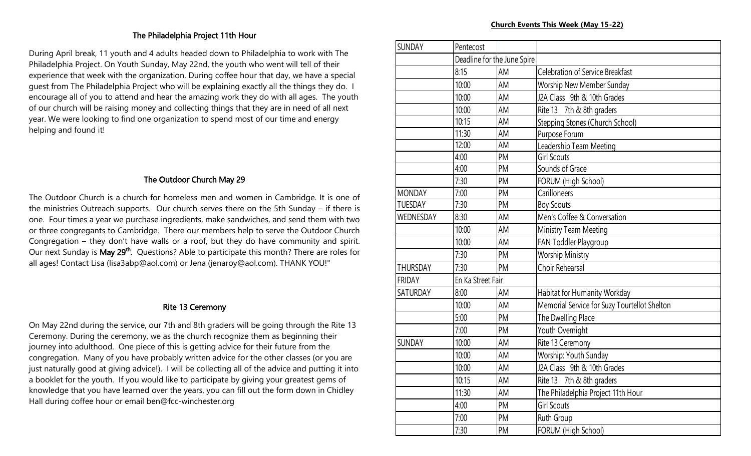## The Philadelphia Project 11th Hour

During April break, 11 youth and 4 adults headed down to Philadelphia to work with The Philadelphia Project. On Youth Sunday, May 22nd, the youth who went will tell of their experience that week with the organization. During coffee hour that day, we have a special guest from The Philadelphia Project who will be explaining exactly all the things they do. I encourage all of you to attend and hear the amazing work they do with all ages. The youth of our church will be raising money and collecting things that they are in need of all next year. We were looking to find one organization to spend most of our time and energy helping and found it!

## The Outdoor Church May 29

The Outdoor Church is a church for homeless men and women in Cambridge. It is one of the ministries Outreach supports. Our church serves there on the 5th Sunday – if there is one. Four times a year we purchase ingredients, make sandwiches, and send them with two or three congregants to Cambridge. There our members help to serve the Outdoor Church Congregation – they don't have walls or a roof, but they do have community and spirit. Our next Sunday is **May 29th.** Questions? Able to participate this month? There are roles for all ages! Contact Lisa (lisa3abp@aol.com) or Jena (jenaroy@aol.com). THANK YOU!"

## Rite 13 Ceremony

On May 22nd during the service, our 7th and 8th graders will be going through the Rite 13 Ceremony. During the ceremony, we as the church recognize them as beginning their journey into adulthood. One piece of this is getting advice for their future from the congregation. Many of you have probably written advice for the other classes (or you are just naturally good at giving advice!). I will be collecting all of the advice and putting it into a booklet for the youth. If you would like to participate by giving your greatest gems of knowledge that you have learned over the years, you can fill out the form down in Chidley Hall during coffee hour or email ben@fcc-winchester.org

## Church Events This Week (May 15-22)

| | | | |
|---|---|---|---|
| SUNDAY | Pentecost | | |
| | Deadline for the June Spire | | |
| | 8:15 | AM | Celebration of Service Breakfast |
| | 10:00 | AM | Worship New Member Sunday |
| | 10:00 | AM | J2A Class 9th & 10th Grades |
| | 10:00 | AM | Rite 13 7th & 8th graders |
| | 10:15 | AM | Stepping Stones (Church School) |
| | 11:30 | AM | Purpose Forum |
| | 12:00 | AM | Leadership Team Meeting |
| | 4:00 | PM | Girl Scouts |
| | 4:00 | PM | Sounds of Grace |
| | 7:30 | PM | FORUM (High School) |
| MONDAY | 7:00 | PM | Carilloneers |
| TUESDAY | 7:30 | PM | Boy Scouts |
| WEDNESDAY | 8:30 | AM | Men's Coffee & Conversation |
| | 10:00 | AM | Ministry Team Meeting |
| | 10:00 | AM | FAN Toddler Playgroup |
| | 7:30 | PM | Worship Ministry |
| THURSDAY | 7:30 | PM | Choir Rehearsal |
| FRIDAY | En Ka Street Fair | | |
| SATURDAY | 8:00 | AM | Habitat for Humanity Workday |
| | 10:00 | AM | Memorial Service for Suzy Tourtellot Shelton |
| | 5:00 | PM | The Dwelling Place |
| | 7:00 | PM | Youth Overnight |
| SUNDAY | 10:00 | AM | Rite 13 Ceremony |
| | 10:00 | AM | Worship: Youth Sunday |
| | 10:00 | AM | J2A Class 9th & 10th Grades |
| | 10:15 | AM | Rite 13 7th & 8th graders |
| | 11:30 | AM | The Philadelphia Project 11th Hour |
| | 4:00 | PM | Girl Scouts |
| | 7:00 | PM | Ruth Group |
| | 7:30 | PM | FORUM (High School) |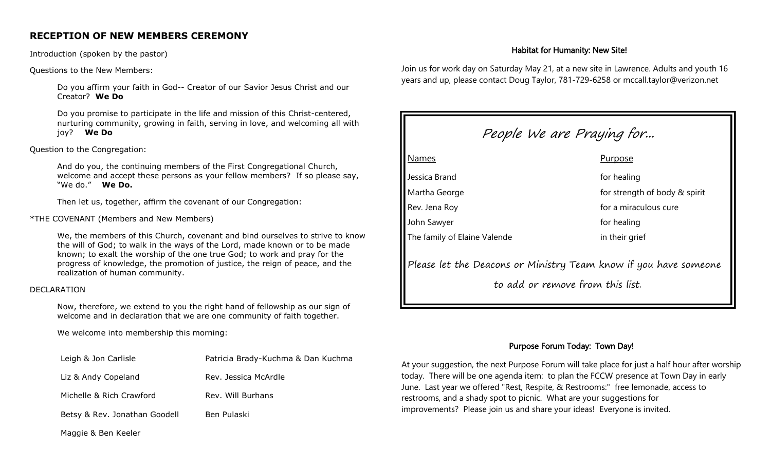## RECEPTION OF NEW MEMBERS CEREMONY

Introduction (spoken by the pastor)

Questions to the New Members:

> Do you affirm your faith in God-- Creator of our Savior Jesus Christ and our Creator? **We Do**
>
> Do you promise to participate in the life and mission of this Christ-centered, nurturing community, growing in faith, serving in love, and welcoming all with joy? **We Do**

Question to the Congregation:

> And do you, the continuing members of the First Congregational Church, welcome and accept these persons as your fellow members? If so please say, "We do." **We Do.**
>
> Then let us, together, affirm the covenant of our Congregation:

*THE COVENANT (Members and New Members)

> We, the members of this Church, covenant and bind ourselves to strive to know the will of God; to walk in the ways of the Lord, made known or to be made known; to exalt the worship of the one true God; to work and pray for the progress of knowledge, the promotion of justice, the reign of peace, and the realization of human community.

DECLARATION

> Now, therefore, we extend to you the right hand of fellowship as our sign of welcome and in declaration that we are one community of faith together.
>
> We welcome into membership this morning:

| | |
|---|---|
| Leigh & Jon Carlisle | Patricia Brady-Kuchma & Dan Kuchma |
| Liz & Andy Copeland | Rev. Jessica McArdle |
| Michelle & Rich Crawford | Rev. Will Burhans |
| Betsy & Rev. Jonathan Goodell | Ben Pulaski |
| Maggie & Ben Keeler | |

### Habitat for Humanity: New Site!

Join us for work day on Saturday May 21, at a new site in Lawrence. Adults and youth 16 years and up, please contact Doug Taylor, 781-729-6258 or mccall.taylor@verizon.net

### *People We are Praying for...*

| Names | Purpose |
|---|---|
| Jessica Brand | for healing |
| Martha George | for strength of body & spirit |
| Rev. Jena Roy | for a miraculous cure |
| John Sawyer | for healing |
| The family of Elaine Valende | in their grief |

*Please let the Deacons or Ministry Team know if you have someone to add or remove from this list.*

### Purpose Forum Today: Town Day!

At your suggestion, the next Purpose Forum will take place for just a half hour after worship today. There will be one agenda item: to plan the FCCW presence at Town Day in early June. Last year we offered "Rest, Respite, & Restrooms:" free lemonade, access to restrooms, and a shady spot to picnic. What are your suggestions for improvements? Please join us and share your ideas! Everyone is invited.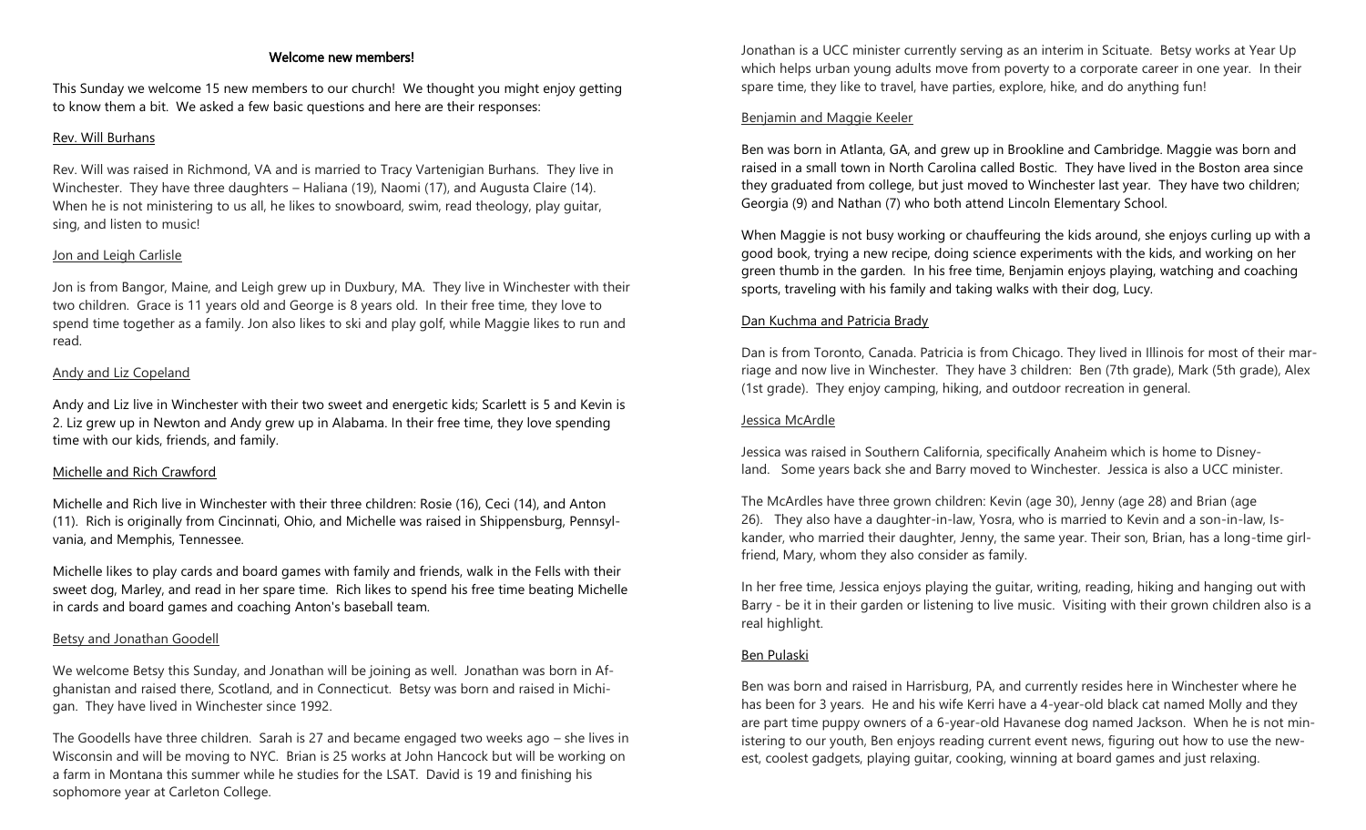### Welcome new members!

This Sunday we welcome 15 new members to our church! We thought you might enjoy getting to know them a bit. We asked a few basic questions and here are their responses:

#### Rev. Will Burhans

Rev. Will was raised in Richmond, VA and is married to Tracy Vartenigian Burhans. They live in Winchester. They have three daughters – Haliana (19), Naomi (17), and Augusta Claire (14). When he is not ministering to us all, he likes to snowboard, swim, read theology, play guitar, sing, and listen to music!

#### Jon and Leigh Carlisle

Jon is from Bangor, Maine, and Leigh grew up in Duxbury, MA. They live in Winchester with their two children. Grace is 11 years old and George is 8 years old. In their free time, they love to spend time together as a family. Jon also likes to ski and play golf, while Maggie likes to run and read.

#### Andy and Liz Copeland

Andy and Liz live in Winchester with their two sweet and energetic kids; Scarlett is 5 and Kevin is 2. Liz grew up in Newton and Andy grew up in Alabama. In their free time, they love spending time with our kids, friends, and family.

#### Michelle and Rich Crawford

Michelle and Rich live in Winchester with their three children: Rosie (16), Ceci (14), and Anton (11). Rich is originally from Cincinnati, Ohio, and Michelle was raised in Shippensburg, Pennsylvania, and Memphis, Tennessee.

Michelle likes to play cards and board games with family and friends, walk in the Fells with their sweet dog, Marley, and read in her spare time. Rich likes to spend his free time beating Michelle in cards and board games and coaching Anton's baseball team.

#### Betsy and Jonathan Goodell

We welcome Betsy this Sunday, and Jonathan will be joining as well. Jonathan was born in Afghanistan and raised there, Scotland, and in Connecticut. Betsy was born and raised in Michigan. They have lived in Winchester since 1992.

The Goodells have three children. Sarah is 27 and became engaged two weeks ago – she lives in Wisconsin and will be moving to NYC. Brian is 25 works at John Hancock but will be working on a farm in Montana this summer while he studies for the LSAT. David is 19 and finishing his sophomore year at Carleton College.

Jonathan is a UCC minister currently serving as an interim in Scituate. Betsy works at Year Up which helps urban young adults move from poverty to a corporate career in one year. In their spare time, they like to travel, have parties, explore, hike, and do anything fun!

#### Benjamin and Maggie Keeler

Ben was born in Atlanta, GA, and grew up in Brookline and Cambridge. Maggie was born and raised in a small town in North Carolina called Bostic. They have lived in the Boston area since they graduated from college, but just moved to Winchester last year. They have two children; Georgia (9) and Nathan (7) who both attend Lincoln Elementary School.

When Maggie is not busy working or chauffeuring the kids around, she enjoys curling up with a good book, trying a new recipe, doing science experiments with the kids, and working on her green thumb in the garden. In his free time, Benjamin enjoys playing, watching and coaching sports, traveling with his family and taking walks with their dog, Lucy.

#### Dan Kuchma and Patricia Brady

Dan is from Toronto, Canada. Patricia is from Chicago. They lived in Illinois for most of their marriage and now live in Winchester. They have 3 children: Ben (7th grade), Mark (5th grade), Alex (1st grade). They enjoy camping, hiking, and outdoor recreation in general.

#### Jessica McArdle

Jessica was raised in Southern California, specifically Anaheim which is home to Disneyland. Some years back she and Barry moved to Winchester. Jessica is also a UCC minister.

The McArdles have three grown children: Kevin (age 30), Jenny (age 28) and Brian (age 26). They also have a daughter-in-law, Yosra, who is married to Kevin and a son-in-law, Iskander, who married their daughter, Jenny, the same year. Their son, Brian, has a long-time girlfriend, Mary, whom they also consider as family.

In her free time, Jessica enjoys playing the guitar, writing, reading, hiking and hanging out with Barry - be it in their garden or listening to live music. Visiting with their grown children also is a real highlight.

#### Ben Pulaski

Ben was born and raised in Harrisburg, PA, and currently resides here in Winchester where he has been for 3 years. He and his wife Kerri have a 4-year-old black cat named Molly and they are part time puppy owners of a 6-year-old Havanese dog named Jackson. When he is not ministering to our youth, Ben enjoys reading current event news, figuring out how to use the newest, coolest gadgets, playing guitar, cooking, winning at board games and just relaxing.